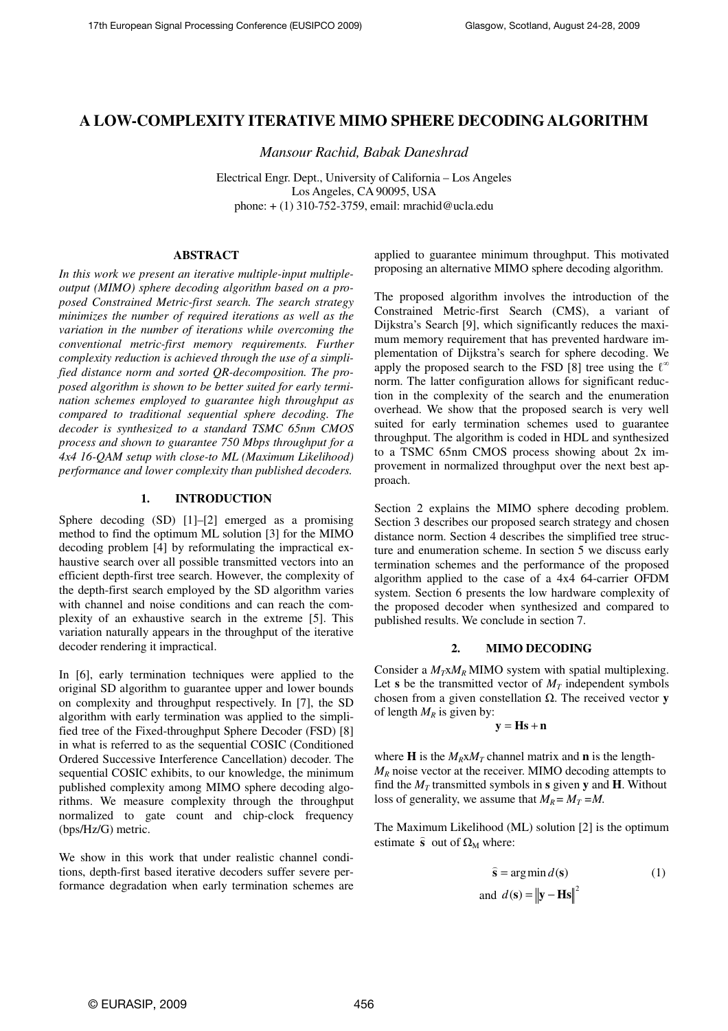# A LOW-COMPLEXITY ITERATIVE MIMO SPHERE DECODING ALGORITHM

*Mansour Rachid, Babak Daneshrad*

Electrical Engr. Dept., University of California – Los Angeles
Los Angeles, CA 90095, USA
phone: + (1) 310-752-3759, email: mrachid@ucla.edu

## ABSTRACT

*In this work we present an iterative multiple-input multiple-output (MIMO) sphere decoding algorithm based on a proposed Constrained Metric-first search. The search strategy minimizes the number of required iterations as well as the variation in the number of iterations while overcoming the conventional metric-first memory requirements. Further complexity reduction is achieved through the use of a simplified distance norm and sorted QR-decomposition. The proposed algorithm is shown to be better suited for early termination schemes employed to guarantee high throughput as compared to traditional sequential sphere decoding. The decoder is synthesized to a standard TSMC 65nm CMOS process and shown to guarantee 750 Mbps throughput for a 4x4 16-QAM setup with close-to ML (Maximum Likelihood) performance and lower complexity than published decoders.*

## 1. INTRODUCTION

Sphere decoding (SD) [1]–[2] emerged as a promising method to find the optimum ML solution [3] for the MIMO decoding problem [4] by reformulating the impractical exhaustive search over all possible transmitted vectors into an efficient depth-first tree search. However, the complexity of the depth-first search employed by the SD algorithm varies with channel and noise conditions and can reach the complexity of an exhaustive search in the extreme [5]. This variation naturally appears in the throughput of the iterative decoder rendering it impractical.

In [6], early termination techniques were applied to the original SD algorithm to guarantee upper and lower bounds on complexity and throughput respectively. In [7], the SD algorithm with early termination was applied to the simplified tree of the Fixed-throughput Sphere Decoder (FSD) [8] in what is referred to as the sequential COSIC (Conditioned Ordered Successive Interference Cancellation) decoder. The sequential COSIC exhibits, to our knowledge, the minimum published complexity among MIMO sphere decoding algorithms. We measure complexity through the throughput normalized to gate count and chip-clock frequency (bps/Hz/G) metric.

We show in this work that under realistic channel conditions, depth-first based iterative decoders suffer severe performance degradation when early termination schemes are applied to guarantee minimum throughput. This motivated proposing an alternative MIMO sphere decoding algorithm.

The proposed algorithm involves the introduction of the Constrained Metric-first Search (CMS), a variant of Dijkstra's Search [9], which significantly reduces the maximum memory requirement that has prevented hardware implementation of Dijkstra's search for sphere decoding. We apply the proposed search to the FSD [8] tree using the $\ell^{\infty}$ norm. The latter configuration allows for significant reduction in the complexity of the search and the enumeration overhead. We show that the proposed search is very well suited for early termination schemes used to guarantee throughput. The algorithm is coded in HDL and synthesized to a TSMC 65nm CMOS process showing about 2x improvement in normalized throughput over the next best approach.

Section 2 explains the MIMO sphere decoding problem. Section 3 describes our proposed search strategy and chosen distance norm. Section 4 describes the simplified tree structure and enumeration scheme. In section 5 we discuss early termination schemes and the performance of the proposed algorithm applied to the case of a 4x4 64-carrier OFDM system. Section 6 presents the low hardware complexity of the proposed decoder when synthesized and compared to published results. We conclude in section 7.

## 2. MIMO DECODING

Consider a $M_T$x$M_R$ MIMO system with spatial multiplexing. Let $\mathbf{s}$ be the transmitted vector of $M_T$ independent symbols chosen from a given constellation $\Omega$. The received vector $\mathbf{y}$ of length $M_R$ is given by:

$$\mathbf{y} = \mathbf{H}\mathbf{s} + \mathbf{n}$$

where $\mathbf{H}$ is the $M_R$x$M_T$ channel matrix and $\mathbf{n}$ is the length-$M_R$ noise vector at the receiver. MIMO decoding attempts to find the $M_T$ transmitted symbols in $\mathbf{s}$ given $\mathbf{y}$ and $\mathbf{H}$. Without loss of generality, we assume that $M_R = M_T = M$.

The Maximum Likelihood (ML) solution [2] is the optimum estimate $\hat{\mathbf{s}}$ out of $\Omega_M$ where:

$$\hat{\mathbf{s}} = \arg\min d(\mathbf{s}) \quad (1)$$
$$\text{and } d(\mathbf{s}) = \|\mathbf{y} - \mathbf{H}\mathbf{s}\|^2$$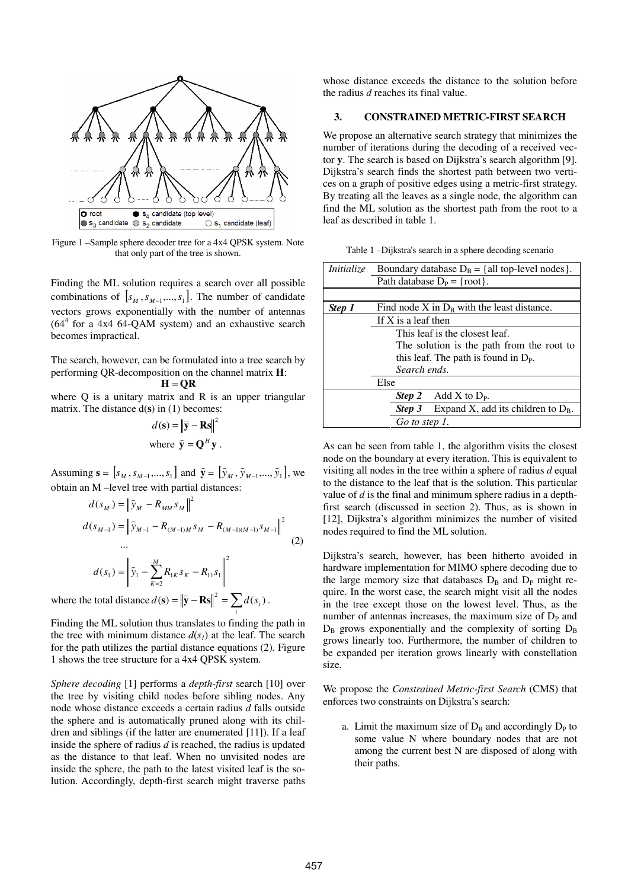root
$s_4$ candidate (top level)
$s_3$ candidate
$s_2$ candidate
$s_1$ candidate (leaf)

Figure 1 –Sample sphere decoder tree for a 4x4 QPSK system. Note that only part of the tree is shown.

Finding the ML solution requires a search over all possible combinations of $[s_M, s_{M-1}, ..., s_1]$. The number of candidate vectors grows exponentially with the number of antennas ($64^4$ for a 4x4 64-QAM system) and an exhaustive search becomes impractical.

The search, however, can be formulated into a tree search by performing QR-decomposition on the channel matrix $\mathbf{H}$:

$$\mathbf{H} = \mathbf{QR}$$

where Q is a unitary matrix and R is an upper triangular matrix. The distance d($\mathbf{s}$) in (1) becomes:

$$d(\mathbf{s}) = \left\| \tilde{\mathbf{y}} - \mathbf{Rs} \right\|^2$$

$$\text{where } \tilde{\mathbf{y}} = \mathbf{Q}^H \mathbf{y}.$$

Assuming $\mathbf{s} = [s_M, s_{M-1}, ..., s_1]$ and $\tilde{\mathbf{y}} = [\tilde{y}_M, \tilde{y}_{M-1}, ..., \tilde{y}_1]$, we obtain an M –level tree with partial distances:

$$d(s_M) = \left\| \tilde{y}_M - R_{MM} s_M \right\|^2$$

$$d(s_{M-1}) = \left\| \tilde{y}_{M-1} - R_{(M-1)M} s_M - R_{(M-1)(M-1)} s_{M-1} \right\|^2 \quad (2)$$

$$...$$

$$d(s_1) = \left\| \tilde{y}_1 - \sum_{K=2}^{M} R_{1K} s_K - R_{11} s_1 \right\|^2$$

where the total distance $d(\mathbf{s}) = \left\| \tilde{\mathbf{y}} - \mathbf{Rs} \right\|^2 = \sum_i d(s_i)$.

Finding the ML solution thus translates to finding the path in the tree with minimum distance $d(s_1)$ at the leaf. The search for the path utilizes the partial distance equations (2). Figure 1 shows the tree structure for a 4x4 QPSK system.

*Sphere decoding* [1] performs a *depth-first* search [10] over the tree by visiting child nodes before sibling nodes. Any node whose distance exceeds a certain radius *d* falls outside the sphere and is automatically pruned along with its children and siblings (if the latter are enumerated [11]). If a leaf inside the sphere of radius *d* is reached, the radius is updated as the distance to that leaf. When no unvisited nodes are inside the sphere, the path to the latest visited leaf is the solution. Accordingly, depth-first search might traverse paths whose distance exceeds the distance to the solution before the radius *d* reaches its final value.

## 3. CONSTRAINED METRIC-FIRST SEARCH

We propose an alternative search strategy that minimizes the number of iterations during the decoding of a received vector **y**. The search is based on Dijkstra's search algorithm [9]. Dijkstra's search finds the shortest path between two vertices on a graph of positive edges using a metric-first strategy. By treating all the leaves as a single node, the algorithm can find the ML solution as the shortest path from the root to a leaf as described in table 1.

Table 1 –Dijkstra's search in a sphere decoding scenario

| | | |
|---|---|---|
| *Initialize* | Boundary database $D_B$ = {all top-level nodes}. | |
| | Path database $D_P$ = {root}. | |
| | | |
| ***Step 1*** | Find node X in $D_B$ with the least distance. | |
| | If X is a leaf then | |
| | | This leaf is the closest leaf. The solution is the path from the root to this leaf. The path is found in $D_P$. *Search ends.* |
| | Else | |
| | | ***Step 2*** Add X to $D_P$. |
| | | ***Step 3*** Expand X, add its children to $D_B$. |
| | | *Go to step 1.* |

As can be seen from table 1, the algorithm visits the closest node on the boundary at every iteration. This is equivalent to visiting all nodes in the tree within a sphere of radius *d* equal to the distance to the leaf that is the solution. This particular value of *d* is the final and minimum sphere radius in a depth-first search (discussed in section 2). Thus, as is shown in [12], Dijkstra's algorithm minimizes the number of visited nodes required to find the ML solution.

Dijkstra's search, however, has been hitherto avoided in hardware implementation for MIMO sphere decoding due to the large memory size that databases $D_B$ and $D_P$ might require. In the worst case, the search might visit all the nodes in the tree except those on the lowest level. Thus, as the number of antennas increases, the maximum size of $D_P$ and $D_B$ grows exponentially and the complexity of sorting $D_B$ grows linearly too. Furthermore, the number of children to be expanded per iteration grows linearly with constellation size.

We propose the *Constrained Metric-first Search* (CMS) that enforces two constraints on Dijkstra's search:

a. Limit the maximum size of $D_B$ and accordingly $D_P$ to some value N where boundary nodes that are not among the current best N are disposed of along with their paths.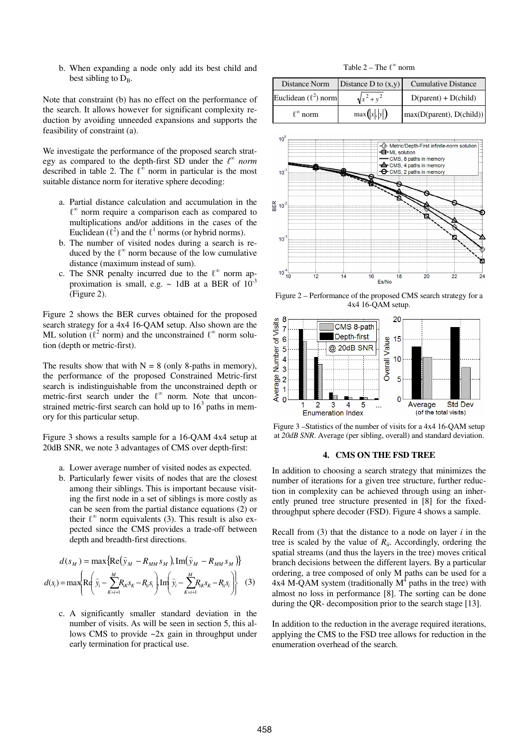b. When expanding a node only add its best child and best sibling to $D_B$.

Note that constraint (b) has no effect on the performance of the search. It allows however for significant complexity reduction by avoiding unneeded expansions and supports the feasibility of constraint (a).

We investigate the performance of the proposed search strategy as compared to the depth-first SD under the $\ell^\infty$ *norm* described in table 2. The $\ell^\infty$ norm in particular is the most suitable distance norm for iterative sphere decoding:

a. Partial distance calculation and accumulation in the $\ell^\infty$ norm require a comparison each as compared to multiplications and/or additions in the cases of the Euclidean ($\ell^2$) and the $\ell^1$ norms (or hybrid norms).
b. The number of visited nodes during a search is reduced by the $\ell^\infty$ norm because of the low cumulative distance (maximum instead of sum).
c. The SNR penalty incurred due to the $\ell^\infty$ norm approximation is small, e.g. ~ 1dB at a BER of $10^{-3}$ (Figure 2).

Figure 2 shows the BER curves obtained for the proposed search strategy for a 4x4 16-QAM setup. Also shown are the ML solution ($\ell^2$ norm) and the unconstrained $\ell^\infty$ norm solution (depth or metric-first).

The results show that with N = 8 (only 8-paths in memory), the performance of the proposed Constrained Metric-first search is indistinguishable from the unconstrained depth or metric-first search under the $\ell^\infty$ norm. Note that unconstrained metric-first search can hold up to $16^3$ paths in memory for this particular setup.

Figure 3 shows a results sample for a 16-QAM 4x4 setup at 20dB SNR, we note 3 advantages of CMS over depth-first:

a. Lower average number of visited nodes as expected.
b. Particularly fewer visits of nodes that are the closest among their siblings. This is important because visiting the first node in a set of siblings is more costly as can be seen from the partial distance equations (2) or their $\ell^\infty$ norm equivalents (3). This result is also expected since the CMS provides a trade-off between depth and breadth-first directions.

$$d(s_M) = \max\{\mathrm{Re}(\hat{y}_M - R_{MM}s_M), \mathrm{Im}(\hat{y}_M - R_{MM}s_M)\}$$

$$d(s_i) = \max\left\{\mathrm{Re}\left(\hat{y}_i - \sum_{K=i+1}^{M} R_{iK}s_K - R_{ii}s_i\right), \mathrm{Im}\left(\hat{y}_i - \sum_{K=i+1}^{M} R_{iK}s_K - R_{ii}s_i\right)\right\} \quad (3)$$

c. A significantly smaller standard deviation in the number of visits. As will be seen in section 5, this allows CMS to provide ~2x gain in throughput under early termination for practical use.

Table 2 – The $\ell^\infty$ norm

| Distance Norm | Distance D to (x,y) | Cumulative Distance |
|---|---|---|
| Euclidean ($\ell^2$) norm | $\sqrt{x^2+y^2}$ | D(parent) + D(child) |
| $\ell^\infty$ norm | $\max(\lvert x\rvert,\lvert y\rvert)$ | max(D(parent), D(child)) |

Figure 2 – Performance of the proposed CMS search strategy for a 4x4 16-QAM setup.

Figure 3 –Statistics of the number of visits for a 4x4 16-QAM setup at *20dB SNR*. Average (per sibling, overall) and standard deviation.

## 4. CMS ON THE FSD TREE

In addition to choosing a search strategy that minimizes the number of iterations for a given tree structure, further reduction in complexity can be achieved through using an inherently pruned tree structure presented in [8] for the fixed-throughput sphere decoder (FSD). Figure 4 shows a sample.

Recall from (3) that the distance to a node on layer $i$ in the tree is scaled by the value of $R_{ii}$. Accordingly, ordering the spatial streams (and thus the layers in the tree) moves critical branch decisions between the different layers. By a particular ordering, a tree composed of only M paths can be used for a 4x4 M-QAM system (traditionally $M^4$ paths in the tree) with almost no loss in performance [8]. The sorting can be done during the QR- decomposition prior to the search stage [13].

In addition to the reduction in the average required iterations, applying the CMS to the FSD tree allows for reduction in the enumeration overhead of the search.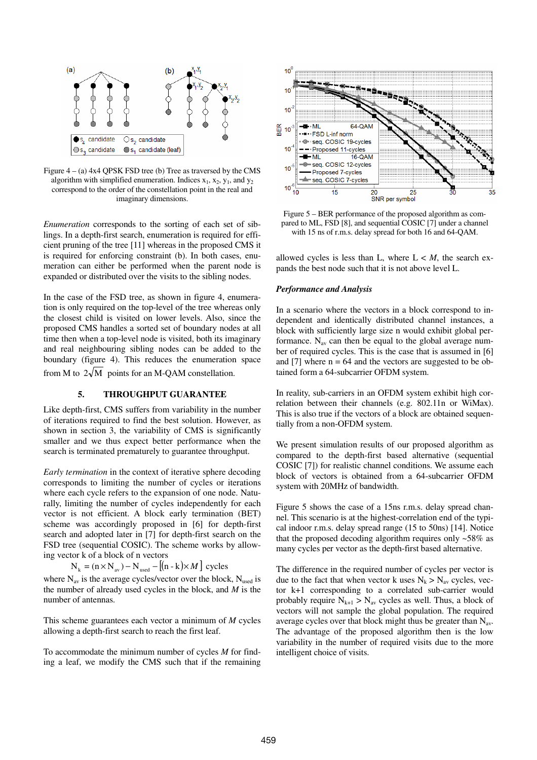(a)

(b)

$x_1, y_1$

$x_1, y_2$

$x_2, y_1$

$x_2, y_2$

$s_4$ candidate
$s_2$ candidate
$s_3$ candidate
$s_1$ candidate (leaf)

Figure 4 – (a) 4x4 QPSK FSD tree (b) Tree as traversed by the CMS algorithm with simplified enumeration. Indices $x_1$, $x_2$, $y_1$, and $y_2$ correspond to the order of the constellation point in the real and imaginary dimensions.

*Enumeration* corresponds to the sorting of each set of siblings. In a depth-first search, enumeration is required for efficient pruning of the tree [11] whereas in the proposed CMS it is required for enforcing constraint (b). In both cases, enumeration can either be performed when the parent node is expanded or distributed over the visits to the sibling nodes.

In the case of the FSD tree, as shown in figure 4, enumeration is only required on the top-level of the tree whereas only the closest child is visited on lower levels. Also, since the proposed CMS handles a sorted set of boundary nodes at all time then when a top-level node is visited, both its imaginary and real neighbouring sibling nodes can be added to the boundary (figure 4). This reduces the enumeration space from M to $2\sqrt{M}$ points for an M-QAM constellation.

## 5. THROUGHPUT GUARANTEE

Like depth-first, CMS suffers from variability in the number of iterations required to find the best solution. However, as shown in section 3, the variability of CMS is significantly smaller and we thus expect better performance when the search is terminated prematurely to guarantee throughput.

*Early termination* in the context of iterative sphere decoding corresponds to limiting the number of cycles or iterations where each cycle refers to the expansion of one node. Naturally, limiting the number of cycles independently for each vector is not efficient. A block early termination (BET) scheme was accordingly proposed in [6] for depth-first search and adopted later in [7] for depth-first search on the FSD tree (sequential COSIC). The scheme works by allowing vector k of a block of n vectors

$$N_k = (n \times N_{av}) - N_{used} - [(n - k) \times M] \text{ cycles}$$

where $N_{av}$ is the average cycles/vector over the block, $N_{used}$ is the number of already used cycles in the block, and *M* is the number of antennas.

This scheme guarantees each vector a minimum of *M* cycles allowing a depth-first search to reach the first leaf.

To accommodate the minimum number of cycles *M* for finding a leaf, we modify the CMS such that if the remaining allowed cycles is less than L, where L < *M*, the search expands the best node such that it is not above level L.

10^0
10^-1
10^-2
10^-3
10^-4
10^-5
10^-6
BER
10
15
20
25
30
35
SNR per symbol
ML
64-QAM
FSD L-inf norm
seq. COSIC 19-cycles
Proposed 11-cycles
ML
16-QAM
seq. COSIC 12-cycles
Proposed 7-cycles
seq. COSIC 7-cycles

Figure 5 – BER performance of the proposed algorithm as compared to ML, FSD [8], and sequential COSIC [7] under a channel with 15 ns of r.m.s. delay spread for both 16 and 64-QAM.

### Performance and Analysis

In a scenario where the vectors in a block correspond to independent and identically distributed channel instances, a block with sufficiently large size n would exhibit global performance. $N_{av}$ can then be equal to the global average number of required cycles. This is the case that is assumed in [6] and [7] where n = 64 and the vectors are suggested to be obtained form a 64-subcarrier OFDM system.

In reality, sub-carriers in an OFDM system exhibit high correlation between their channels (e.g. 802.11n or WiMax). This is also true if the vectors of a block are obtained sequentially from a non-OFDM system.

We present simulation results of our proposed algorithm as compared to the depth-first based alternative (sequential COSIC [7]) for realistic channel conditions. We assume each block of vectors is obtained from a 64-subcarrier OFDM system with 20MHz of bandwidth.

Figure 5 shows the case of a 15ns r.m.s. delay spread channel. This scenario is at the highest-correlation end of the typical indoor r.m.s. delay spread range (15 to 50ns) [14]. Notice that the proposed decoding algorithm requires only ~58% as many cycles per vector as the depth-first based alternative.

The difference in the required number of cycles per vector is due to the fact that when vector k uses $N_k > N_{av}$ cycles, vector k+1 corresponding to a correlated sub-carrier would probably require $N_{k+1} > N_{av}$ cycles as well. Thus, a block of vectors will not sample the global population. The required average cycles over that block might thus be greater than $N_{av}$. The advantage of the proposed algorithm then is the low variability in the number of required visits due to the more intelligent choice of visits.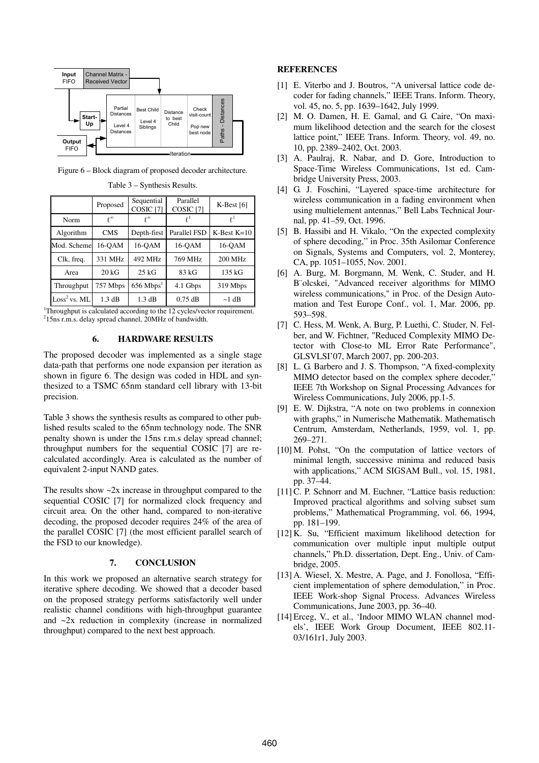Input FIFO

Channel Matrix - Received Vector

Start-Up

Partial Distances

Level 4 Distances

Best Child

Level 4 Siblings

Distance to best Child

Check visit-count

Pop new best node

Paths - Distances

Output FIFO

Iteration

Figure 6 – Block diagram of proposed decoder architecture.

Table 3 – Synthesis Results.

| | Proposed | Sequential COSIC [7] | Parallel COSIC [7] | K-Best [6] |
|---|---|---|---|---|
| Norm | $\ell^\infty$ | $\ell^\infty$ | $\ell^1$ | $\ell^1$ |
| Algorithm | CMS | Depth-first | Parallel FSD | K-Best K=10 |
| Mod. Scheme | 16-QAM | 16-QAM | 16-QAM | 16-QAM |
| Clk. freq. | 331 MHz | 492 MHz | 769 MHz | 200 MHz |
| Area | 20 kG | 25 kG | 83 kG | 135 kG |
| Throughput | 757 Mbps | 656 Mbps[1] | 4.1 Gbps | 319 Mbps |
| Loss[2] vs. ML | 1.3 dB | 1.3 dB | 0.75 dB | ~1 dB |

[1]Throughput is calculated according to the 12 cycles/vector requirement.
[2]15ns r.m.s. delay spread channel, 20MHz of bandwidth.

## 6. HARDWARE RESULTS

The proposed decoder was implemented as a single stage data-path that performs one node expansion per iteration as shown in figure 6. The design was coded in HDL and synthesized to a TSMC 65nm standard cell library with 13-bit precision.

Table 3 shows the synthesis results as compared to other published results scaled to the 65nm technology node. The SNR penalty shown is under the 15ns r.m.s delay spread channel; throughput numbers for the sequential COSIC [7] are recalculated accordingly. Area is calculated as the number of equivalent 2-input NAND gates.

The results show ~2x increase in throughput compared to the sequential COSIC [7] for normalized clock frequency and circuit area. On the other hand, compared to non-iterative decoding, the proposed decoder requires 24% of the area of the parallel COSIC [7] (the most efficient parallel search of the FSD to our knowledge).

## 7. CONCLUSION

In this work we proposed an alternative search strategy for iterative sphere decoding. We showed that a decoder based on the proposed strategy performs satisfactorily well under realistic channel conditions with high-throughput guarantee and ~2x reduction in complexity (increase in normalized throughput) compared to the next best approach.

## REFERENCES

[1] E. Viterbo and J. Boutros, “A universal lattice code decoder for fading channels,” IEEE Trans. Inform. Theory, vol. 45, no. 5, pp. 1639–1642, July 1999.

[2] M. O. Damen, H. E. Gamal, and G. Caire, “On maximum likelihood detection and the search for the closest lattice point,” IEEE Trans. Inform. Theory, vol. 49, no. 10, pp. 2389–2402, Oct. 2003.

[3] A. Paulraj, R. Nabar, and D. Gore, Introduction to Space-Time Wireless Communications, 1st ed. Cambridge University Press, 2003.

[4] G. J. Foschini, “Layered space-time architecture for wireless communication in a fading environment when using multielement antennas,” Bell Labs Technical Journal, pp. 41–59, Oct. 1996.

[5] B. Hassibi and H. Vikalo, “On the expected complexity of sphere decoding,” in Proc. 35th Asilomar Conference on Signals, Systems and Computers, vol. 2, Monterey, CA, pp. 1051–1055, Nov. 2001.

[6] A. Burg, M. Borgmann, M. Wenk, C. Studer, and H. B¨olcskei, "Advanced receiver algorithms for MIMO wireless communications," in Proc. of the Design Automation and Test Europe Conf., vol. 1, Mar. 2006, pp. 593–598.

[7] C. Hess, M. Wenk, A. Burg, P. Luethi, C. Studer, N. Felber, and W. Fichtner, "Reduced Complexity MIMO Detector with Close-to ML Error Rate Performance", GLSVLSI’07, March 2007, pp. 200-203.

[8] L. G. Barbero and J. S. Thompson, “A fixed-complexity MIMO detector based on the complex sphere decoder,” IEEE 7th Workshop on Signal Processing Advances for Wireless Communications, July 2006, pp.1-5.

[9] E. W. Dijkstra, “A note on two problems in connexion with graphs,” in Numerische Mathematik. Mathematisch Centrum, Amsterdam, Netherlands, 1959, vol. 1, pp. 269–271.

[10] M. Pohst, “On the computation of lattice vectors of minimal length, successive minima and reduced basis with applications,” ACM SIGSAM Bull., vol. 15, 1981, pp. 37–44.

[11] C. P. Schnorr and M. Euchner, “Lattice basis reduction: Improved practical algorithms and solving subset sum problems,” Mathematical Programming, vol. 66, 1994, pp. 181–199.

[12] K. Su, “Efficient maximum likelihood detection for communication over multiple input multiple output channels,” Ph.D. dissertation, Dept. Eng., Univ. of Cambridge, 2005.

[13] A. Wiesel, X. Mestre, A. Page, and J. Fonollosa, “Efficient implementation of sphere demodulation,” in Proc. IEEE Work-shop Signal Process. Advances Wireless Communications, June 2003, pp. 36–40.

[14] Erceg, V., et al., ‘Indoor MIMO WLAN channel models’, IEEE Work Group Document, IEEE 802.11-03/161r1, July 2003.